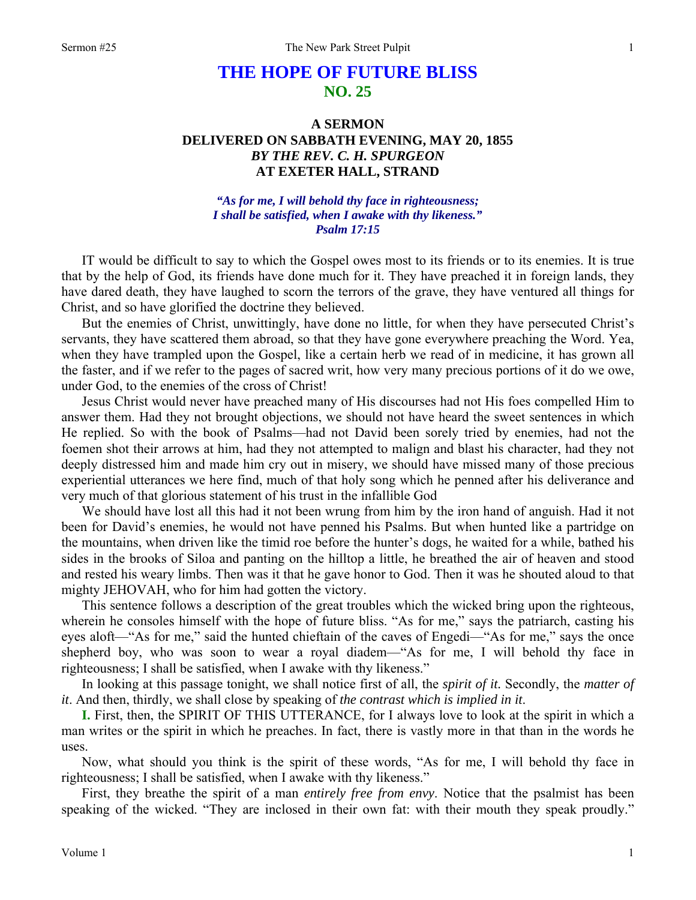# THE HOPE OF FUTURE BLISS
## NO. 25

### A SERMON
### DELIVERED ON SABBATH EVENING, MAY 20, 1855
### *BY THE REV. C. H. SPURGEON*
### AT EXETER HALL, STRAND

***"As for me, I will behold thy face in righteousness;***
***I shall be satisfied, when I awake with thy likeness."***
***Psalm 17:15***

IT would be difficult to say to which the Gospel owes most to its friends or to its enemies. It is true that by the help of God, its friends have done much for it. They have preached it in foreign lands, they have dared death, they have laughed to scorn the terrors of the grave, they have ventured all things for Christ, and so have glorified the doctrine they believed.

But the enemies of Christ, unwittingly, have done no little, for when they have persecuted Christ's servants, they have scattered them abroad, so that they have gone everywhere preaching the Word. Yea, when they have trampled upon the Gospel, like a certain herb we read of in medicine, it has grown all the faster, and if we refer to the pages of sacred writ, how very many precious portions of it do we owe, under God, to the enemies of the cross of Christ!

Jesus Christ would never have preached many of His discourses had not His foes compelled Him to answer them. Had they not brought objections, we should not have heard the sweet sentences in which He replied. So with the book of Psalms—had not David been sorely tried by enemies, had not the foemen shot their arrows at him, had they not attempted to malign and blast his character, had they not deeply distressed him and made him cry out in misery, we should have missed many of those precious experiential utterances we here find, much of that holy song which he penned after his deliverance and very much of that glorious statement of his trust in the infallible God

We should have lost all this had it not been wrung from him by the iron hand of anguish. Had it not been for David's enemies, he would not have penned his Psalms. But when hunted like a partridge on the mountains, when driven like the timid roe before the hunter's dogs, he waited for a while, bathed his sides in the brooks of Siloa and panting on the hilltop a little, he breathed the air of heaven and stood and rested his weary limbs. Then was it that he gave honor to God. Then it was he shouted aloud to that mighty JEHOVAH, who for him had gotten the victory.

This sentence follows a description of the great troubles which the wicked bring upon the righteous, wherein he consoles himself with the hope of future bliss. "As for me," says the patriarch, casting his eyes aloft—"As for me," said the hunted chieftain of the caves of Engedi—"As for me," says the once shepherd boy, who was soon to wear a royal diadem—"As for me, I will behold thy face in righteousness; I shall be satisfied, when I awake with thy likeness."

In looking at this passage tonight, we shall notice first of all, the *spirit of it.* Secondly, the *matter of it*. And then, thirdly, we shall close by speaking of *the contrast which is implied in it*.

**I.** First, then, the SPIRIT OF THIS UTTERANCE, for I always love to look at the spirit in which a man writes or the spirit in which he preaches. In fact, there is vastly more in that than in the words he uses.

Now, what should you think is the spirit of these words, "As for me, I will behold thy face in righteousness; I shall be satisfied, when I awake with thy likeness."

First, they breathe the spirit of a man *entirely free from envy*. Notice that the psalmist has been speaking of the wicked. "They are inclosed in their own fat: with their mouth they speak proudly."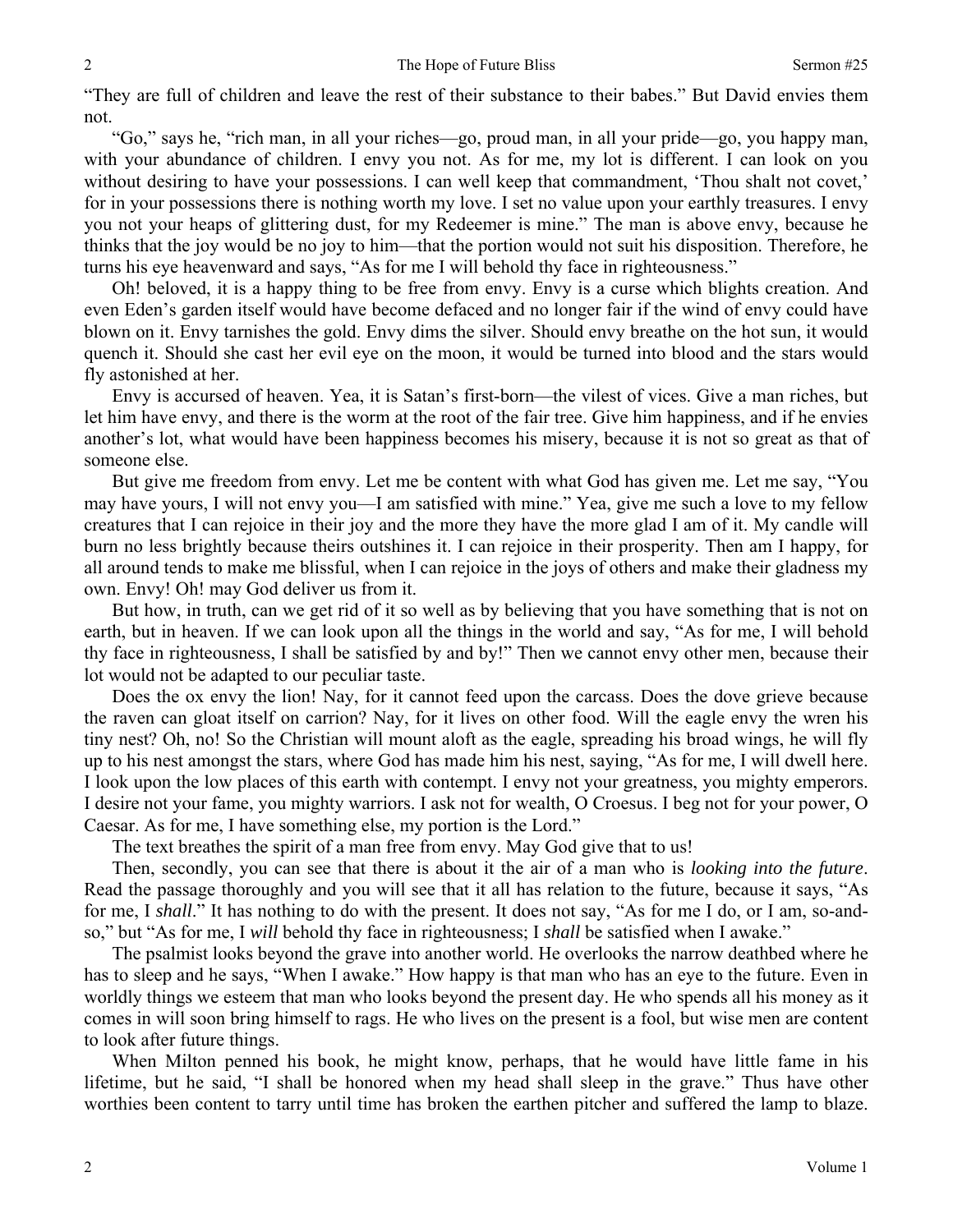"They are full of children and leave the rest of their substance to their babes." But David envies them not.

"Go," says he, "rich man, in all your riches—go, proud man, in all your pride—go, you happy man, with your abundance of children. I envy you not. As for me, my lot is different. I can look on you without desiring to have your possessions. I can well keep that commandment, 'Thou shalt not covet,' for in your possessions there is nothing worth my love. I set no value upon your earthly treasures. I envy you not your heaps of glittering dust, for my Redeemer is mine." The man is above envy, because he thinks that the joy would be no joy to him—that the portion would not suit his disposition. Therefore, he turns his eye heavenward and says, "As for me I will behold thy face in righteousness."

Oh! beloved, it is a happy thing to be free from envy. Envy is a curse which blights creation. And even Eden's garden itself would have become defaced and no longer fair if the wind of envy could have blown on it. Envy tarnishes the gold. Envy dims the silver. Should envy breathe on the hot sun, it would quench it. Should she cast her evil eye on the moon, it would be turned into blood and the stars would fly astonished at her.

Envy is accursed of heaven. Yea, it is Satan's first-born—the vilest of vices. Give a man riches, but let him have envy, and there is the worm at the root of the fair tree. Give him happiness, and if he envies another's lot, what would have been happiness becomes his misery, because it is not so great as that of someone else.

But give me freedom from envy. Let me be content with what God has given me. Let me say, "You may have yours, I will not envy you—I am satisfied with mine." Yea, give me such a love to my fellow creatures that I can rejoice in their joy and the more they have the more glad I am of it. My candle will burn no less brightly because theirs outshines it. I can rejoice in their prosperity. Then am I happy, for all around tends to make me blissful, when I can rejoice in the joys of others and make their gladness my own. Envy! Oh! may God deliver us from it.

But how, in truth, can we get rid of it so well as by believing that you have something that is not on earth, but in heaven. If we can look upon all the things in the world and say, "As for me, I will behold thy face in righteousness, I shall be satisfied by and by!" Then we cannot envy other men, because their lot would not be adapted to our peculiar taste.

Does the ox envy the lion! Nay, for it cannot feed upon the carcass. Does the dove grieve because the raven can gloat itself on carrion? Nay, for it lives on other food. Will the eagle envy the wren his tiny nest? Oh, no! So the Christian will mount aloft as the eagle, spreading his broad wings, he will fly up to his nest amongst the stars, where God has made him his nest, saying, "As for me, I will dwell here. I look upon the low places of this earth with contempt. I envy not your greatness, you mighty emperors. I desire not your fame, you mighty warriors. I ask not for wealth, O Croesus. I beg not for your power, O Caesar. As for me, I have something else, my portion is the Lord."

The text breathes the spirit of a man free from envy. May God give that to us!

Then, secondly, you can see that there is about it the air of a man who is *looking into the future*. Read the passage thoroughly and you will see that it all has relation to the future, because it says, "As for me, I *shall*." It has nothing to do with the present. It does not say, "As for me I do, or I am, so-and-so," but "As for me, I *will* behold thy face in righteousness; I *shall* be satisfied when I awake."

The psalmist looks beyond the grave into another world. He overlooks the narrow deathbed where he has to sleep and he says, "When I awake." How happy is that man who has an eye to the future. Even in worldly things we esteem that man who looks beyond the present day. He who spends all his money as it comes in will soon bring himself to rags. He who lives on the present is a fool, but wise men are content to look after future things.

When Milton penned his book, he might know, perhaps, that he would have little fame in his lifetime, but he said, "I shall be honored when my head shall sleep in the grave." Thus have other worthies been content to tarry until time has broken the earthen pitcher and suffered the lamp to blaze.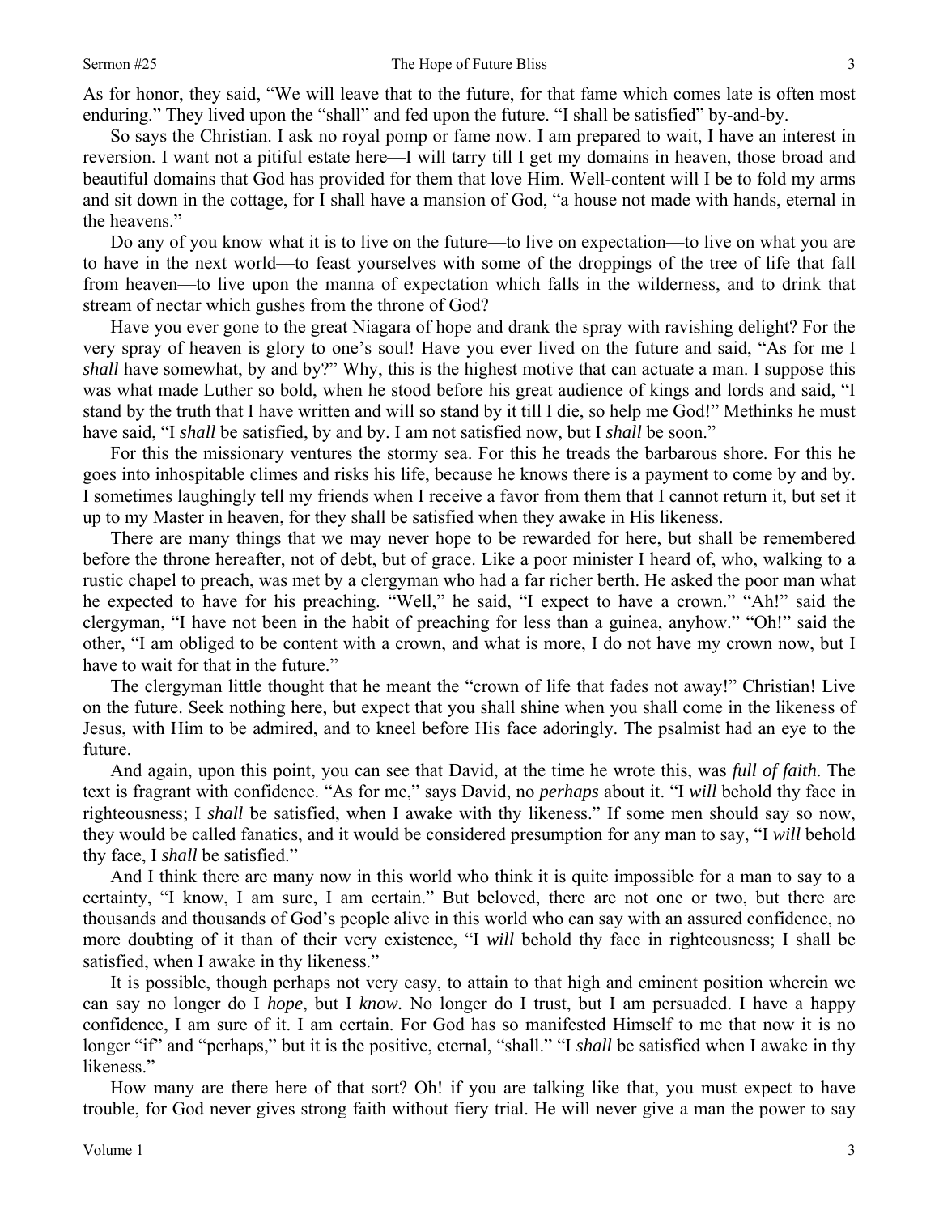As for honor, they said, "We will leave that to the future, for that fame which comes late is often most enduring." They lived upon the "shall" and fed upon the future. "I shall be satisfied" by-and-by.

So says the Christian. I ask no royal pomp or fame now. I am prepared to wait, I have an interest in reversion. I want not a pitiful estate here—I will tarry till I get my domains in heaven, those broad and beautiful domains that God has provided for them that love Him. Well-content will I be to fold my arms and sit down in the cottage, for I shall have a mansion of God, "a house not made with hands, eternal in the heavens."

Do any of you know what it is to live on the future—to live on expectation—to live on what you are to have in the next world—to feast yourselves with some of the droppings of the tree of life that fall from heaven—to live upon the manna of expectation which falls in the wilderness, and to drink that stream of nectar which gushes from the throne of God?

Have you ever gone to the great Niagara of hope and drank the spray with ravishing delight? For the very spray of heaven is glory to one's soul! Have you ever lived on the future and said, "As for me I *shall* have somewhat, by and by?" Why, this is the highest motive that can actuate a man. I suppose this was what made Luther so bold, when he stood before his great audience of kings and lords and said, "I stand by the truth that I have written and will so stand by it till I die, so help me God!" Methinks he must have said, "I *shall* be satisfied, by and by. I am not satisfied now, but I *shall* be soon."

For this the missionary ventures the stormy sea. For this he treads the barbarous shore. For this he goes into inhospitable climes and risks his life, because he knows there is a payment to come by and by. I sometimes laughingly tell my friends when I receive a favor from them that I cannot return it, but set it up to my Master in heaven, for they shall be satisfied when they awake in His likeness.

There are many things that we may never hope to be rewarded for here, but shall be remembered before the throne hereafter, not of debt, but of grace. Like a poor minister I heard of, who, walking to a rustic chapel to preach, was met by a clergyman who had a far richer berth. He asked the poor man what he expected to have for his preaching. "Well," he said, "I expect to have a crown." "Ah!" said the clergyman, "I have not been in the habit of preaching for less than a guinea, anyhow." "Oh!" said the other, "I am obliged to be content with a crown, and what is more, I do not have my crown now, but I have to wait for that in the future."

The clergyman little thought that he meant the "crown of life that fades not away!" Christian! Live on the future. Seek nothing here, but expect that you shall shine when you shall come in the likeness of Jesus, with Him to be admired, and to kneel before His face adoringly. The psalmist had an eye to the future.

And again, upon this point, you can see that David, at the time he wrote this, was *full of faith*. The text is fragrant with confidence. "As for me," says David, no *perhaps* about it. "I *will* behold thy face in righteousness; I *shall* be satisfied, when I awake with thy likeness." If some men should say so now, they would be called fanatics, and it would be considered presumption for any man to say, "I *will* behold thy face, I *shall* be satisfied."

And I think there are many now in this world who think it is quite impossible for a man to say to a certainty, "I know, I am sure, I am certain." But beloved, there are not one or two, but there are thousands and thousands of God's people alive in this world who can say with an assured confidence, no more doubting of it than of their very existence, "I *will* behold thy face in righteousness; I shall be satisfied, when I awake in thy likeness."

It is possible, though perhaps not very easy, to attain to that high and eminent position wherein we can say no longer do I *hope*, but I *know.* No longer do I trust, but I am persuaded. I have a happy confidence, I am sure of it. I am certain. For God has so manifested Himself to me that now it is no longer "if" and "perhaps," but it is the positive, eternal, "shall." "I *shall* be satisfied when I awake in thy likeness."

How many are there here of that sort? Oh! if you are talking like that, you must expect to have trouble, for God never gives strong faith without fiery trial. He will never give a man the power to say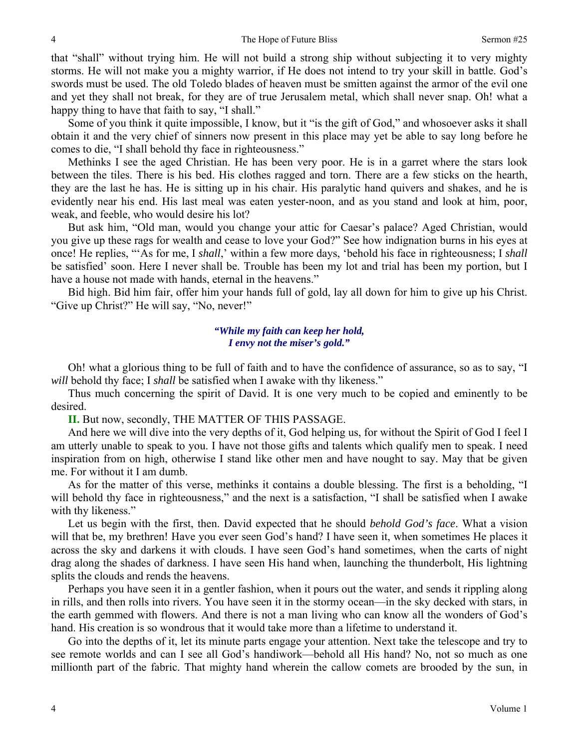that "shall" without trying him. He will not build a strong ship without subjecting it to very mighty storms. He will not make you a mighty warrior, if He does not intend to try your skill in battle. God's swords must be used. The old Toledo blades of heaven must be smitten against the armor of the evil one and yet they shall not break, for they are of true Jerusalem metal, which shall never snap. Oh! what a happy thing to have that faith to say, "I shall."

Some of you think it quite impossible, I know, but it "is the gift of God," and whosoever asks it shall obtain it and the very chief of sinners now present in this place may yet be able to say long before he comes to die, "I shall behold thy face in righteousness."

Methinks I see the aged Christian. He has been very poor. He is in a garret where the stars look between the tiles. There is his bed. His clothes ragged and torn. There are a few sticks on the hearth, they are the last he has. He is sitting up in his chair. His paralytic hand quivers and shakes, and he is evidently near his end. His last meal was eaten yester-noon, and as you stand and look at him, poor, weak, and feeble, who would desire his lot?

But ask him, "Old man, would you change your attic for Caesar's palace? Aged Christian, would you give up these rags for wealth and cease to love your God?" See how indignation burns in his eyes at once! He replies, "'As for me, I *shall*,' within a few more days, 'behold his face in righteousness; I *shall* be satisfied' soon. Here I never shall be. Trouble has been my lot and trial has been my portion, but I have a house not made with hands, eternal in the heavens."

Bid high. Bid him fair, offer him your hands full of gold, lay all down for him to give up his Christ. "Give up Christ?" He will say, "No, never!"

> ***"While my faith can keep her hold,***
> ***I envy not the miser's gold."***

Oh! what a glorious thing to be full of faith and to have the confidence of assurance, so as to say, "I *will* behold thy face; I *shall* be satisfied when I awake with thy likeness."

Thus much concerning the spirit of David. It is one very much to be copied and eminently to be desired.

**II.** But now, secondly, THE MATTER OF THIS PASSAGE.

And here we will dive into the very depths of it, God helping us, for without the Spirit of God I feel I am utterly unable to speak to you. I have not those gifts and talents which qualify men to speak. I need inspiration from on high, otherwise I stand like other men and have nought to say. May that be given me. For without it I am dumb.

As for the matter of this verse, methinks it contains a double blessing. The first is a beholding, "I will behold thy face in righteousness," and the next is a satisfaction, "I shall be satisfied when I awake with thy likeness."

Let us begin with the first, then. David expected that he should *behold God's face*. What a vision will that be, my brethren! Have you ever seen God's hand? I have seen it, when sometimes He places it across the sky and darkens it with clouds. I have seen God's hand sometimes, when the carts of night drag along the shades of darkness. I have seen His hand when, launching the thunderbolt, His lightning splits the clouds and rends the heavens.

Perhaps you have seen it in a gentler fashion, when it pours out the water, and sends it rippling along in rills, and then rolls into rivers. You have seen it in the stormy ocean—in the sky decked with stars, in the earth gemmed with flowers. And there is not a man living who can know all the wonders of God's hand. His creation is so wondrous that it would take more than a lifetime to understand it.

Go into the depths of it, let its minute parts engage your attention. Next take the telescope and try to see remote worlds and can I see all God's handiwork—behold all His hand? No, not so much as one millionth part of the fabric. That mighty hand wherein the callow comets are brooded by the sun, in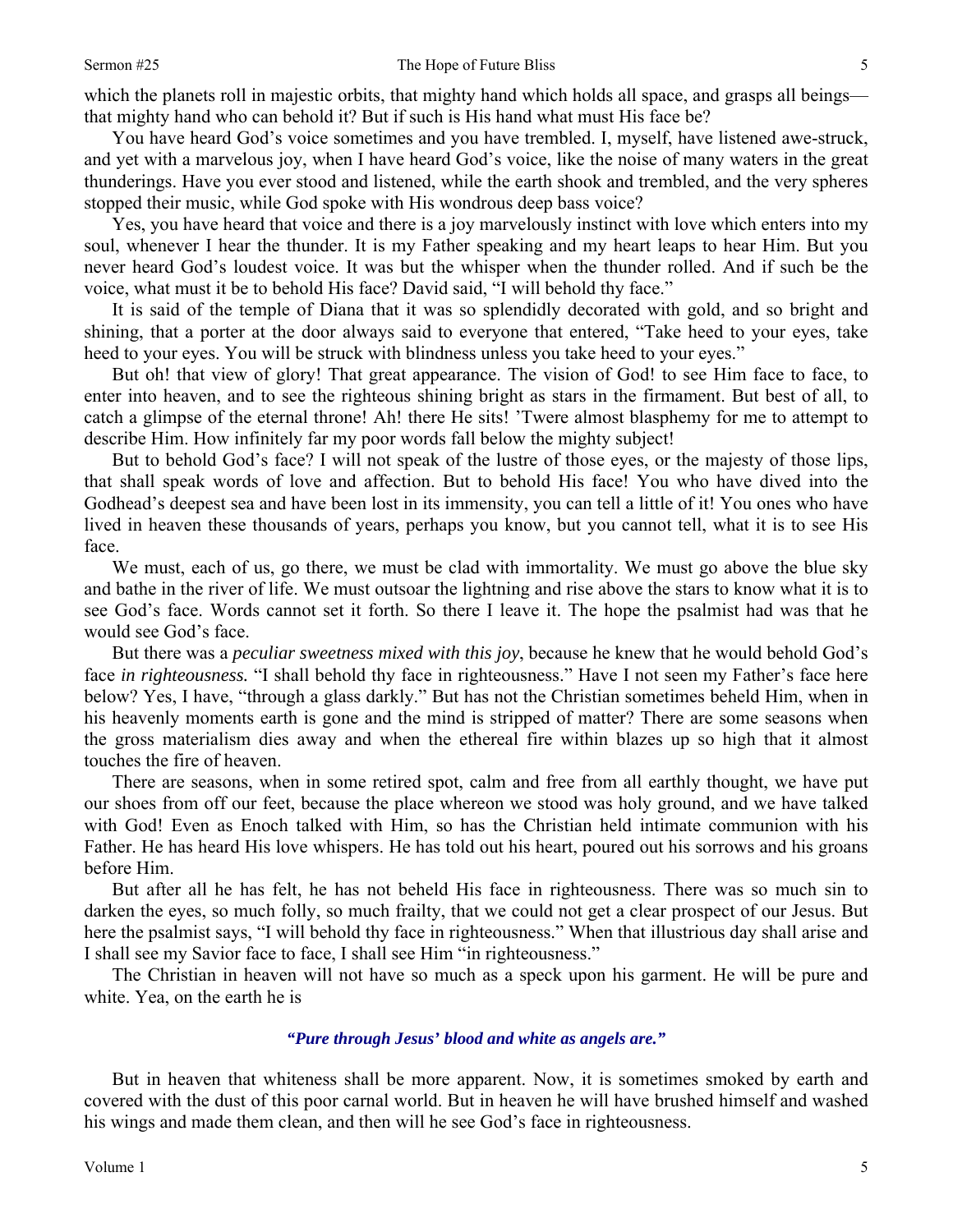which the planets roll in majestic orbits, that mighty hand which holds all space, and grasps all beings—that mighty hand who can behold it? But if such is His hand what must His face be?

You have heard God's voice sometimes and you have trembled. I, myself, have listened awe-struck, and yet with a marvelous joy, when I have heard God's voice, like the noise of many waters in the great thunderings. Have you ever stood and listened, while the earth shook and trembled, and the very spheres stopped their music, while God spoke with His wondrous deep bass voice?

Yes, you have heard that voice and there is a joy marvelously instinct with love which enters into my soul, whenever I hear the thunder. It is my Father speaking and my heart leaps to hear Him. But you never heard God's loudest voice. It was but the whisper when the thunder rolled. And if such be the voice, what must it be to behold His face? David said, "I will behold thy face."

It is said of the temple of Diana that it was so splendidly decorated with gold, and so bright and shining, that a porter at the door always said to everyone that entered, "Take heed to your eyes, take heed to your eyes. You will be struck with blindness unless you take heed to your eyes."

But oh! that view of glory! That great appearance. The vision of God! to see Him face to face, to enter into heaven, and to see the righteous shining bright as stars in the firmament. But best of all, to catch a glimpse of the eternal throne! Ah! there He sits! 'Twere almost blasphemy for me to attempt to describe Him. How infinitely far my poor words fall below the mighty subject!

But to behold God's face? I will not speak of the lustre of those eyes, or the majesty of those lips, that shall speak words of love and affection. But to behold His face! You who have dived into the Godhead's deepest sea and have been lost in its immensity, you can tell a little of it! You ones who have lived in heaven these thousands of years, perhaps you know, but you cannot tell, what it is to see His face.

We must, each of us, go there, we must be clad with immortality. We must go above the blue sky and bathe in the river of life. We must outsoar the lightning and rise above the stars to know what it is to see God's face. Words cannot set it forth. So there I leave it. The hope the psalmist had was that he would see God's face.

But there was a *peculiar sweetness mixed with this joy*, because he knew that he would behold God's face *in righteousness.* "I shall behold thy face in righteousness." Have I not seen my Father's face here below? Yes, I have, "through a glass darkly." But has not the Christian sometimes beheld Him, when in his heavenly moments earth is gone and the mind is stripped of matter? There are some seasons when the gross materialism dies away and when the ethereal fire within blazes up so high that it almost touches the fire of heaven.

There are seasons, when in some retired spot, calm and free from all earthly thought, we have put our shoes from off our feet, because the place whereon we stood was holy ground, and we have talked with God! Even as Enoch talked with Him, so has the Christian held intimate communion with his Father. He has heard His love whispers. He has told out his heart, poured out his sorrows and his groans before Him.

But after all he has felt, he has not beheld His face in righteousness. There was so much sin to darken the eyes, so much folly, so much frailty, that we could not get a clear prospect of our Jesus. But here the psalmist says, "I will behold thy face in righteousness." When that illustrious day shall arise and I shall see my Savior face to face, I shall see Him "in righteousness."

The Christian in heaven will not have so much as a speck upon his garment. He will be pure and white. Yea, on the earth he is

***"Pure through Jesus' blood and white as angels are."***

But in heaven that whiteness shall be more apparent. Now, it is sometimes smoked by earth and covered with the dust of this poor carnal world. But in heaven he will have brushed himself and washed his wings and made them clean, and then will he see God's face in righteousness.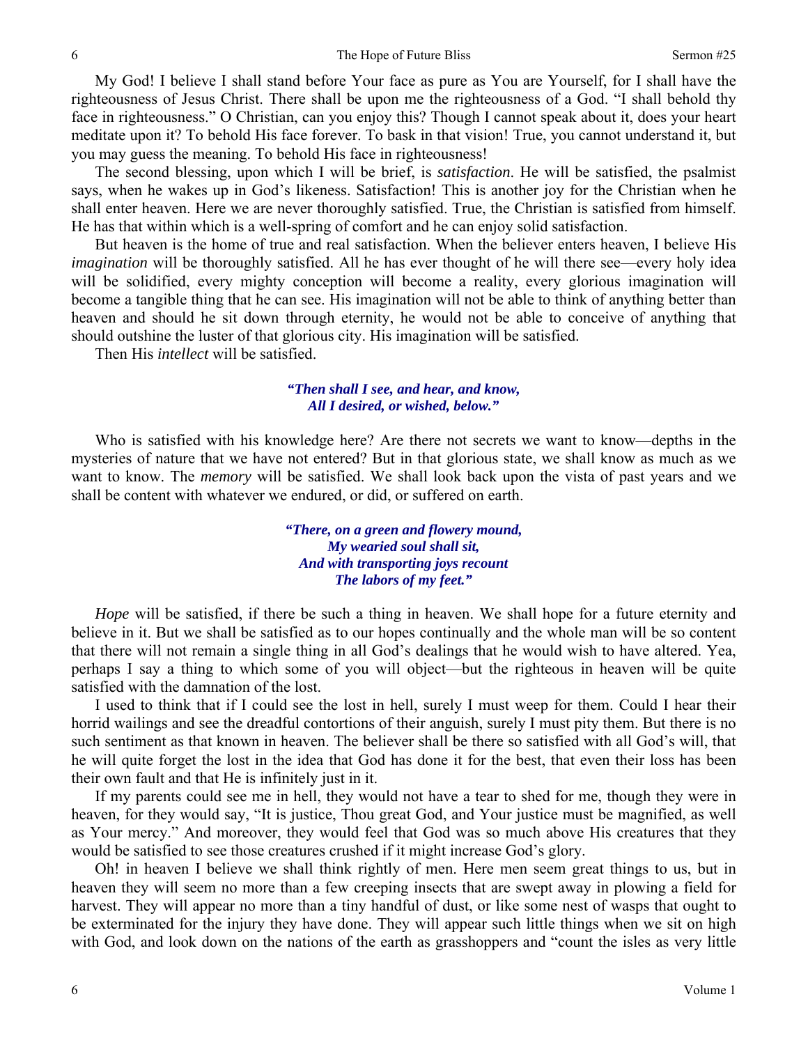My God! I believe I shall stand before Your face as pure as You are Yourself, for I shall have the righteousness of Jesus Christ. There shall be upon me the righteousness of a God. "I shall behold thy face in righteousness." O Christian, can you enjoy this? Though I cannot speak about it, does your heart meditate upon it? To behold His face forever. To bask in that vision! True, you cannot understand it, but you may guess the meaning. To behold His face in righteousness!

The second blessing, upon which I will be brief, is *satisfaction*. He will be satisfied, the psalmist says, when he wakes up in God's likeness. Satisfaction! This is another joy for the Christian when he shall enter heaven. Here we are never thoroughly satisfied. True, the Christian is satisfied from himself. He has that within which is a well-spring of comfort and he can enjoy solid satisfaction.

But heaven is the home of true and real satisfaction. When the believer enters heaven, I believe His *imagination* will be thoroughly satisfied. All he has ever thought of he will there see—every holy idea will be solidified, every mighty conception will become a reality, every glorious imagination will become a tangible thing that he can see. His imagination will not be able to think of anything better than heaven and should he sit down through eternity, he would not be able to conceive of anything that should outshine the luster of that glorious city. His imagination will be satisfied.

Then His *intellect* will be satisfied.

> ***"Then shall I see, and hear, and know,***
> ***All I desired, or wished, below."***

Who is satisfied with his knowledge here? Are there not secrets we want to know—depths in the mysteries of nature that we have not entered? But in that glorious state, we shall know as much as we want to know. The *memory* will be satisfied. We shall look back upon the vista of past years and we shall be content with whatever we endured, or did, or suffered on earth.

> ***"There, on a green and flowery mound,***
> ***My wearied soul shall sit,***
> ***And with transporting joys recount***
> ***The labors of my feet."***

*Hope* will be satisfied, if there be such a thing in heaven. We shall hope for a future eternity and believe in it. But we shall be satisfied as to our hopes continually and the whole man will be so content that there will not remain a single thing in all God's dealings that he would wish to have altered. Yea, perhaps I say a thing to which some of you will object—but the righteous in heaven will be quite satisfied with the damnation of the lost.

I used to think that if I could see the lost in hell, surely I must weep for them. Could I hear their horrid wailings and see the dreadful contortions of their anguish, surely I must pity them. But there is no such sentiment as that known in heaven. The believer shall be there so satisfied with all God's will, that he will quite forget the lost in the idea that God has done it for the best, that even their loss has been their own fault and that He is infinitely just in it.

If my parents could see me in hell, they would not have a tear to shed for me, though they were in heaven, for they would say, "It is justice, Thou great God, and Your justice must be magnified, as well as Your mercy." And moreover, they would feel that God was so much above His creatures that they would be satisfied to see those creatures crushed if it might increase God's glory.

Oh! in heaven I believe we shall think rightly of men. Here men seem great things to us, but in heaven they will seem no more than a few creeping insects that are swept away in plowing a field for harvest. They will appear no more than a tiny handful of dust, or like some nest of wasps that ought to be exterminated for the injury they have done. They will appear such little things when we sit on high with God, and look down on the nations of the earth as grasshoppers and "count the isles as very little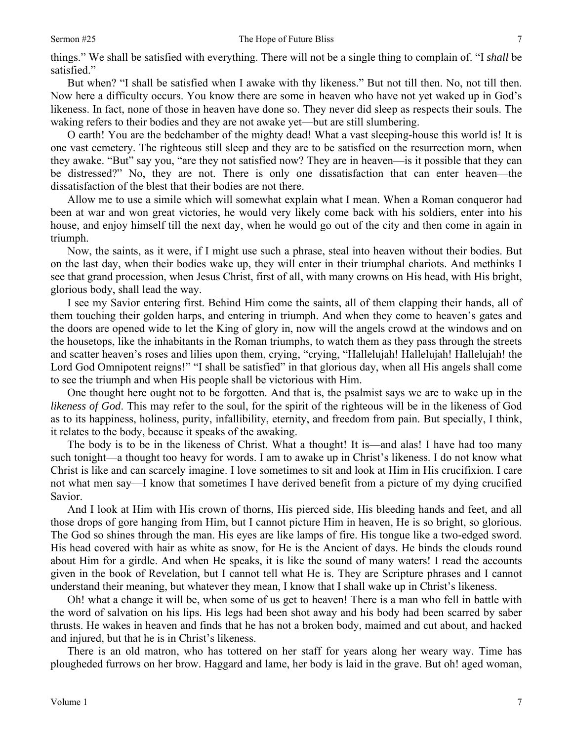things." We shall be satisfied with everything. There will not be a single thing to complain of. "I *shall* be satisfied."

But when? "I shall be satisfied when I awake with thy likeness." But not till then. No, not till then. Now here a difficulty occurs. You know there are some in heaven who have not yet waked up in God's likeness. In fact, none of those in heaven have done so. They never did sleep as respects their souls. The waking refers to their bodies and they are not awake yet—but are still slumbering.

O earth! You are the bedchamber of the mighty dead! What a vast sleeping-house this world is! It is one vast cemetery. The righteous still sleep and they are to be satisfied on the resurrection morn, when they awake. "But" say you, "are they not satisfied now? They are in heaven—is it possible that they can be distressed?" No, they are not. There is only one dissatisfaction that can enter heaven—the dissatisfaction of the blest that their bodies are not there.

Allow me to use a simile which will somewhat explain what I mean. When a Roman conqueror had been at war and won great victories, he would very likely come back with his soldiers, enter into his house, and enjoy himself till the next day, when he would go out of the city and then come in again in triumph.

Now, the saints, as it were, if I might use such a phrase, steal into heaven without their bodies. But on the last day, when their bodies wake up, they will enter in their triumphal chariots. And methinks I see that grand procession, when Jesus Christ, first of all, with many crowns on His head, with His bright, glorious body, shall lead the way.

I see my Savior entering first. Behind Him come the saints, all of them clapping their hands, all of them touching their golden harps, and entering in triumph. And when they come to heaven's gates and the doors are opened wide to let the King of glory in, now will the angels crowd at the windows and on the housetops, like the inhabitants in the Roman triumphs, to watch them as they pass through the streets and scatter heaven's roses and lilies upon them, crying, "crying, "Hallelujah! Hallelujah! Hallelujah! the Lord God Omnipotent reigns!" "I shall be satisfied" in that glorious day, when all His angels shall come to see the triumph and when His people shall be victorious with Him.

One thought here ought not to be forgotten. And that is, the psalmist says we are to wake up in the *likeness of God*. This may refer to the soul, for the spirit of the righteous will be in the likeness of God as to its happiness, holiness, purity, infallibility, eternity, and freedom from pain. But specially, I think, it relates to the body, because it speaks of the awaking.

The body is to be in the likeness of Christ. What a thought! It is—and alas! I have had too many such tonight—a thought too heavy for words. I am to awake up in Christ's likeness. I do not know what Christ is like and can scarcely imagine. I love sometimes to sit and look at Him in His crucifixion. I care not what men say—I know that sometimes I have derived benefit from a picture of my dying crucified Savior.

And I look at Him with His crown of thorns, His pierced side, His bleeding hands and feet, and all those drops of gore hanging from Him, but I cannot picture Him in heaven, He is so bright, so glorious. The God so shines through the man. His eyes are like lamps of fire. His tongue like a two-edged sword. His head covered with hair as white as snow, for He is the Ancient of days. He binds the clouds round about Him for a girdle. And when He speaks, it is like the sound of many waters! I read the accounts given in the book of Revelation, but I cannot tell what He is. They are Scripture phrases and I cannot understand their meaning, but whatever they mean, I know that I shall wake up in Christ's likeness.

Oh! what a change it will be, when some of us get to heaven! There is a man who fell in battle with the word of salvation on his lips. His legs had been shot away and his body had been scarred by saber thrusts. He wakes in heaven and finds that he has not a broken body, maimed and cut about, and hacked and injured, but that he is in Christ's likeness.

There is an old matron, who has tottered on her staff for years along her weary way. Time has plougheded furrows on her brow. Haggard and lame, her body is laid in the grave. But oh! aged woman,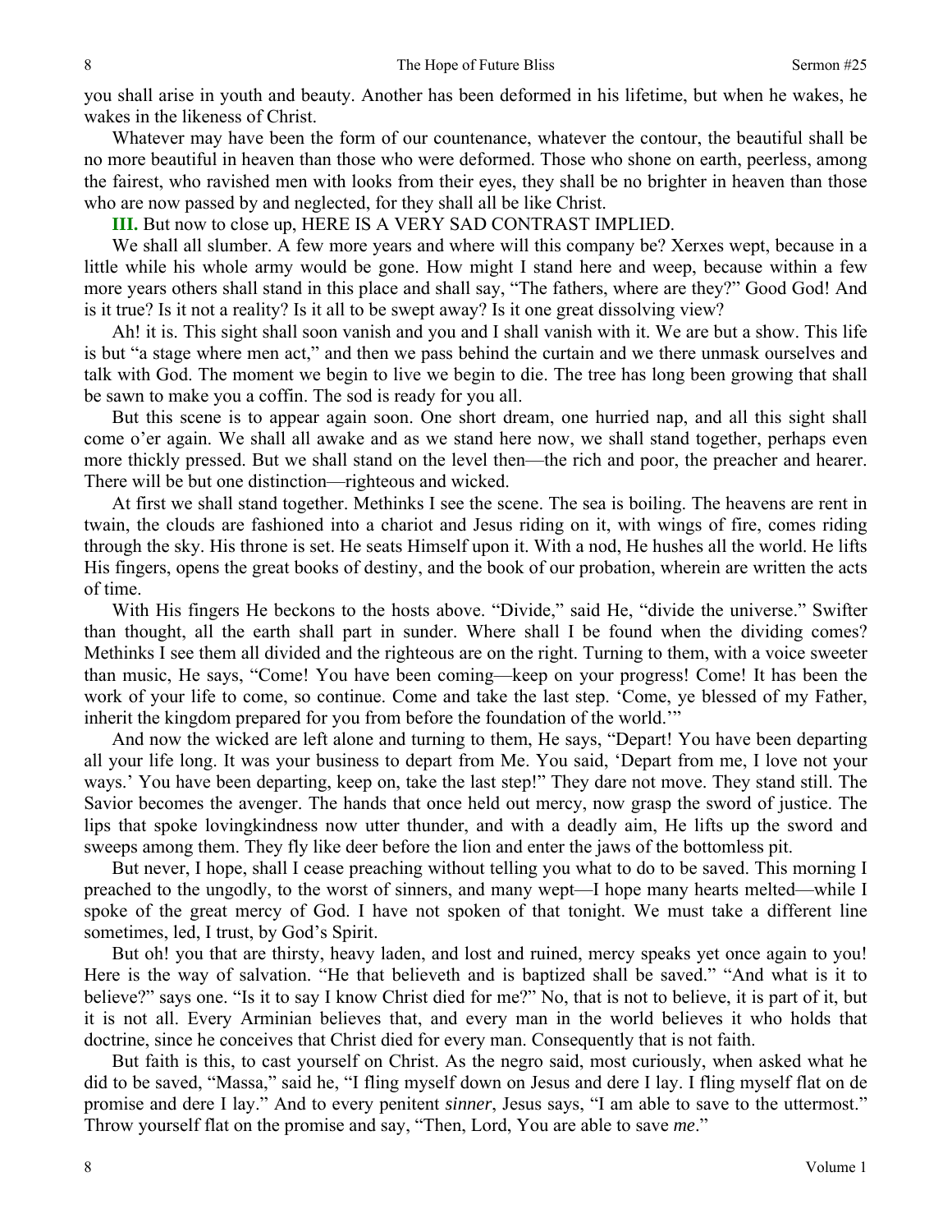you shall arise in youth and beauty. Another has been deformed in his lifetime, but when he wakes, he wakes in the likeness of Christ.

Whatever may have been the form of our countenance, whatever the contour, the beautiful shall be no more beautiful in heaven than those who were deformed. Those who shone on earth, peerless, among the fairest, who ravished men with looks from their eyes, they shall be no brighter in heaven than those who are now passed by and neglected, for they shall all be like Christ.

**III.** But now to close up, HERE IS A VERY SAD CONTRAST IMPLIED.

We shall all slumber. A few more years and where will this company be? Xerxes wept, because in a little while his whole army would be gone. How might I stand here and weep, because within a few more years others shall stand in this place and shall say, "The fathers, where are they?" Good God! And is it true? Is it not a reality? Is it all to be swept away? Is it one great dissolving view?

Ah! it is. This sight shall soon vanish and you and I shall vanish with it. We are but a show. This life is but "a stage where men act," and then we pass behind the curtain and we there unmask ourselves and talk with God. The moment we begin to live we begin to die. The tree has long been growing that shall be sawn to make you a coffin. The sod is ready for you all.

But this scene is to appear again soon. One short dream, one hurried nap, and all this sight shall come o'er again. We shall all awake and as we stand here now, we shall stand together, perhaps even more thickly pressed. But we shall stand on the level then—the rich and poor, the preacher and hearer. There will be but one distinction—righteous and wicked.

At first we shall stand together. Methinks I see the scene. The sea is boiling. The heavens are rent in twain, the clouds are fashioned into a chariot and Jesus riding on it, with wings of fire, comes riding through the sky. His throne is set. He seats Himself upon it. With a nod, He hushes all the world. He lifts His fingers, opens the great books of destiny, and the book of our probation, wherein are written the acts of time.

With His fingers He beckons to the hosts above. "Divide," said He, "divide the universe." Swifter than thought, all the earth shall part in sunder. Where shall I be found when the dividing comes? Methinks I see them all divided and the righteous are on the right. Turning to them, with a voice sweeter than music, He says, "Come! You have been coming—keep on your progress! Come! It has been the work of your life to come, so continue. Come and take the last step. 'Come, ye blessed of my Father, inherit the kingdom prepared for you from before the foundation of the world.'"

And now the wicked are left alone and turning to them, He says, "Depart! You have been departing all your life long. It was your business to depart from Me. You said, 'Depart from me, I love not your ways.' You have been departing, keep on, take the last step!" They dare not move. They stand still. The Savior becomes the avenger. The hands that once held out mercy, now grasp the sword of justice. The lips that spoke lovingkindness now utter thunder, and with a deadly aim, He lifts up the sword and sweeps among them. They fly like deer before the lion and enter the jaws of the bottomless pit.

But never, I hope, shall I cease preaching without telling you what to do to be saved. This morning I preached to the ungodly, to the worst of sinners, and many wept—I hope many hearts melted—while I spoke of the great mercy of God. I have not spoken of that tonight. We must take a different line sometimes, led, I trust, by God's Spirit.

But oh! you that are thirsty, heavy laden, and lost and ruined, mercy speaks yet once again to you! Here is the way of salvation. "He that believeth and is baptized shall be saved." "And what is it to believe?" says one. "Is it to say I know Christ died for me?" No, that is not to believe, it is part of it, but it is not all. Every Arminian believes that, and every man in the world believes it who holds that doctrine, since he conceives that Christ died for every man. Consequently that is not faith.

But faith is this, to cast yourself on Christ. As the negro said, most curiously, when asked what he did to be saved, "Massa," said he, "I fling myself down on Jesus and dere I lay. I fling myself flat on de promise and dere I lay." And to every penitent *sinner*, Jesus says, "I am able to save to the uttermost." Throw yourself flat on the promise and say, "Then, Lord, You are able to save *me*."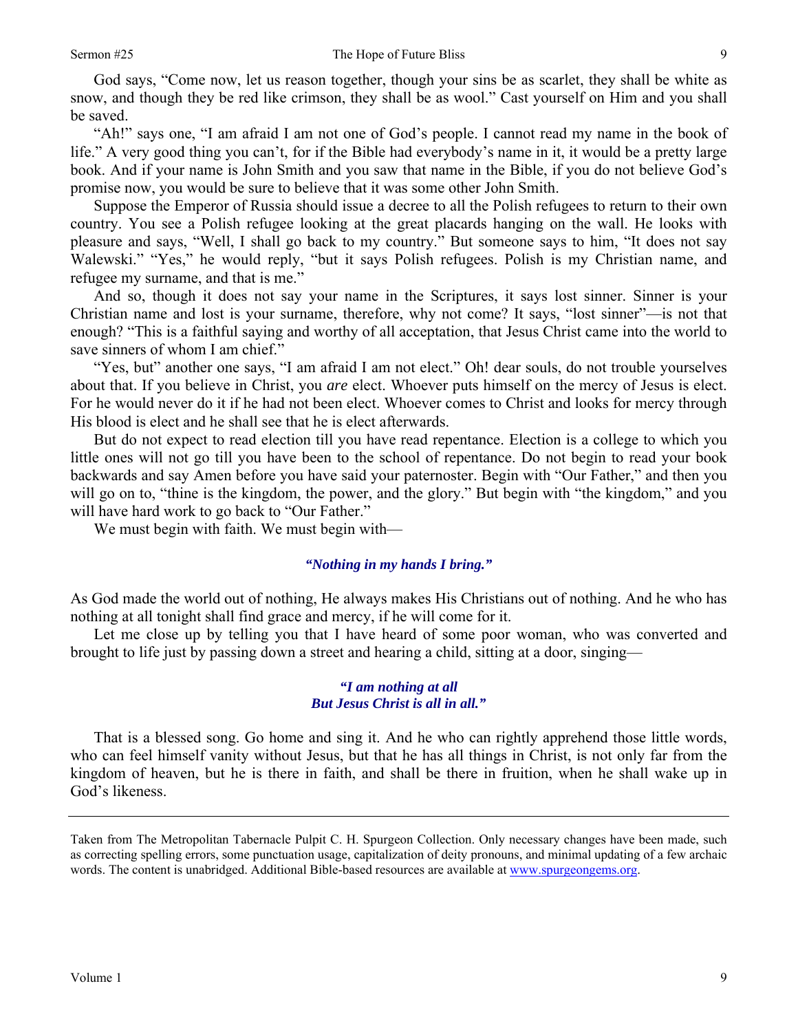God says, "Come now, let us reason together, though your sins be as scarlet, they shall be white as snow, and though they be red like crimson, they shall be as wool." Cast yourself on Him and you shall be saved.

"Ah!" says one, "I am afraid I am not one of God's people. I cannot read my name in the book of life." A very good thing you can't, for if the Bible had everybody's name in it, it would be a pretty large book. And if your name is John Smith and you saw that name in the Bible, if you do not believe God's promise now, you would be sure to believe that it was some other John Smith.

Suppose the Emperor of Russia should issue a decree to all the Polish refugees to return to their own country. You see a Polish refugee looking at the great placards hanging on the wall. He looks with pleasure and says, "Well, I shall go back to my country." But someone says to him, "It does not say Walewski." "Yes," he would reply, "but it says Polish refugees. Polish is my Christian name, and refugee my surname, and that is me."

And so, though it does not say your name in the Scriptures, it says lost sinner. Sinner is your Christian name and lost is your surname, therefore, why not come? It says, "lost sinner"—is not that enough? "This is a faithful saying and worthy of all acceptation, that Jesus Christ came into the world to save sinners of whom I am chief."

"Yes, but" another one says, "I am afraid I am not elect." Oh! dear souls, do not trouble yourselves about that. If you believe in Christ, you *are* elect. Whoever puts himself on the mercy of Jesus is elect. For he would never do it if he had not been elect. Whoever comes to Christ and looks for mercy through His blood is elect and he shall see that he is elect afterwards.

But do not expect to read election till you have read repentance. Election is a college to which you little ones will not go till you have been to the school of repentance. Do not begin to read your book backwards and say Amen before you have said your paternoster. Begin with "Our Father," and then you will go on to, "thine is the kingdom, the power, and the glory." But begin with "the kingdom," and you will have hard work to go back to "Our Father."

We must begin with faith. We must begin with—

***"Nothing in my hands I bring."***

As God made the world out of nothing, He always makes His Christians out of nothing. And he who has nothing at all tonight shall find grace and mercy, if he will come for it.

Let me close up by telling you that I have heard of some poor woman, who was converted and brought to life just by passing down a street and hearing a child, sitting at a door, singing—

***"I am nothing at all
But Jesus Christ is all in all."***

That is a blessed song. Go home and sing it. And he who can rightly apprehend those little words, who can feel himself vanity without Jesus, but that he has all things in Christ, is not only far from the kingdom of heaven, but he is there in faith, and shall be there in fruition, when he shall wake up in God's likeness.

---

Taken from The Metropolitan Tabernacle Pulpit C. H. Spurgeon Collection. Only necessary changes have been made, such as correcting spelling errors, some punctuation usage, capitalization of deity pronouns, and minimal updating of a few archaic words. The content is unabridged. Additional Bible-based resources are available at www.spurgeongems.org.